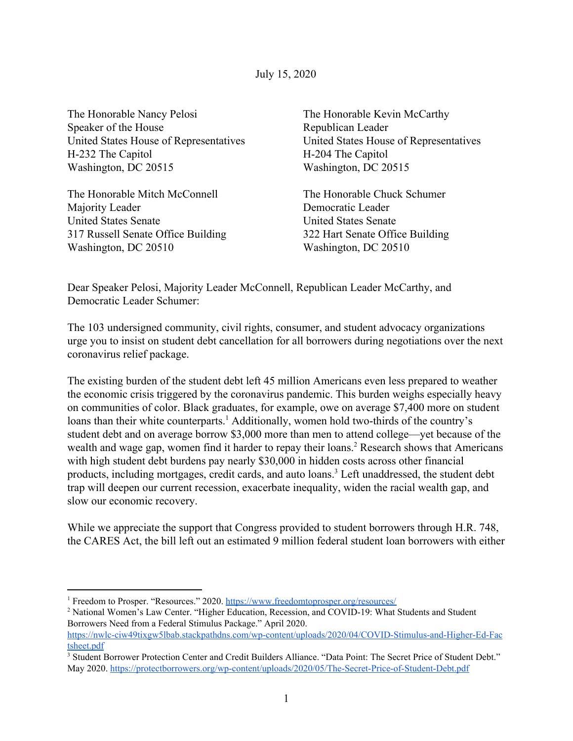July 15, 2020

The Honorable Nancy Pelosi
Speaker of the House
United States House of Representatives
H-232 The Capitol
Washington, DC 20515

The Honorable Kevin McCarthy
Republican Leader
United States House of Representatives
H-204 The Capitol
Washington, DC 20515

The Honorable Mitch McConnell
Majority Leader
United States Senate
317 Russell Senate Office Building
Washington, DC 20510

The Honorable Chuck Schumer
Democratic Leader
United States Senate
322 Hart Senate Office Building
Washington, DC 20510

Dear Speaker Pelosi, Majority Leader McConnell, Republican Leader McCarthy, and Democratic Leader Schumer:

The 103 undersigned community, civil rights, consumer, and student advocacy organizations urge you to insist on student debt cancellation for all borrowers during negotiations over the next coronavirus relief package.

The existing burden of the student debt left 45 million Americans even less prepared to weather the economic crisis triggered by the coronavirus pandemic. This burden weighs especially heavy on communities of color. Black graduates, for example, owe on average $7,400 more on student loans than their white counterparts.[1] Additionally, women hold two-thirds of the country's student debt and on average borrow $3,000 more than men to attend college—yet because of the wealth and wage gap, women find it harder to repay their loans.[2] Research shows that Americans with high student debt burdens pay nearly $30,000 in hidden costs across other financial products, including mortgages, credit cards, and auto loans.[3] Left unaddressed, the student debt trap will deepen our current recession, exacerbate inequality, widen the racial wealth gap, and slow our economic recovery.

While we appreciate the support that Congress provided to student borrowers through H.R. 748, the CARES Act, the bill left out an estimated 9 million federal student loan borrowers with either

---

[1] Freedom to Prosper. "Resources." 2020. https://www.freedomtoprosper.org/resources/

[2] National Women's Law Center. "Higher Education, Recession, and COVID-19: What Students and Student Borrowers Need from a Federal Stimulus Package." April 2020. https://nwlc-ciw49tixgw5lbab.stackpathdns.com/wp-content/uploads/2020/04/COVID-Stimulus-and-Higher-Ed-Factsheet.pdf

[3] Student Borrower Protection Center and Credit Builders Alliance. "Data Point: The Secret Price of Student Debt." May 2020. https://protectborrowers.org/wp-content/uploads/2020/05/The-Secret-Price-of-Student-Debt.pdf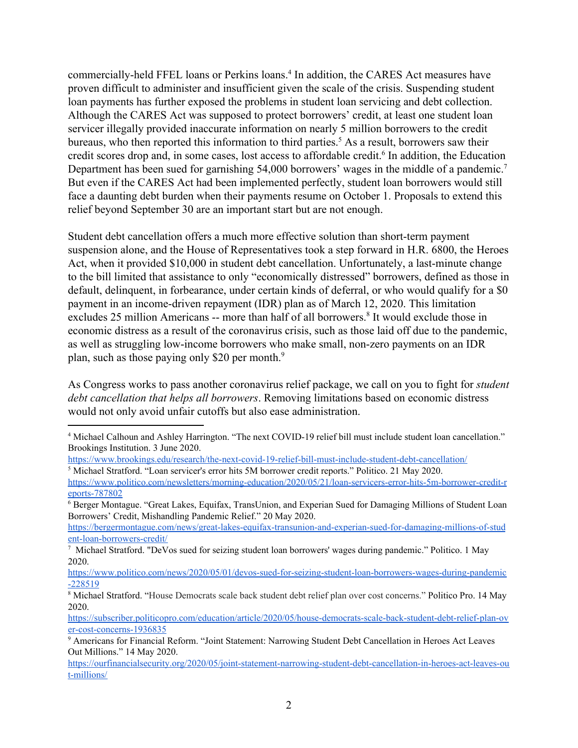commercially-held FFEL loans or Perkins loans.[4] In addition, the CARES Act measures have proven difficult to administer and insufficient given the scale of the crisis. Suspending student loan payments has further exposed the problems in student loan servicing and debt collection. Although the CARES Act was supposed to protect borrowers' credit, at least one student loan servicer illegally provided inaccurate information on nearly 5 million borrowers to the credit bureaus, who then reported this information to third parties.[5] As a result, borrowers saw their credit scores drop and, in some cases, lost access to affordable credit.[6] In addition, the Education Department has been sued for garnishing 54,000 borrowers' wages in the middle of a pandemic.[7] But even if the CARES Act had been implemented perfectly, student loan borrowers would still face a daunting debt burden when their payments resume on October 1. Proposals to extend this relief beyond September 30 are an important start but are not enough.

Student debt cancellation offers a much more effective solution than short-term payment suspension alone, and the House of Representatives took a step forward in H.R. 6800, the Heroes Act, when it provided $10,000 in student debt cancellation. Unfortunately, a last-minute change to the bill limited that assistance to only "economically distressed" borrowers, defined as those in default, delinquent, in forbearance, under certain kinds of deferral, or who would qualify for a $0 payment in an income-driven repayment (IDR) plan as of March 12, 2020. This limitation excludes 25 million Americans -- more than half of all borrowers.[8] It would exclude those in economic distress as a result of the coronavirus crisis, such as those laid off due to the pandemic, as well as struggling low-income borrowers who make small, non-zero payments on an IDR plan, such as those paying only $20 per month.[9]

As Congress works to pass another coronavirus relief package, we call on you to fight for *student debt cancellation that helps all borrowers*. Removing limitations based on economic distress would not only avoid unfair cutoffs but also ease administration.

---

[4] Michael Calhoun and Ashley Harrington. "The next COVID-19 relief bill must include student loan cancellation." Brookings Institution. 3 June 2020. https://www.brookings.edu/research/the-next-covid-19-relief-bill-must-include-student-debt-cancellation/

[5] Michael Stratford. "Loan servicer's error hits 5M borrower credit reports." Politico. 21 May 2020. https://www.politico.com/newsletters/morning-education/2020/05/21/loan-servicers-error-hits-5m-borrower-credit-reports-787802

[6] Berger Montague. "Great Lakes, Equifax, TransUnion, and Experian Sued for Damaging Millions of Student Loan Borrowers' Credit, Mishandling Pandemic Relief." 20 May 2020. https://bergermontague.com/news/great-lakes-equifax-transunion-and-experian-sued-for-damaging-millions-of-student-loan-borrowers-credit/

[7] Michael Stratford. "DeVos sued for seizing student loan borrowers' wages during pandemic." Politico. 1 May 2020. https://www.politico.com/news/2020/05/01/devos-sued-for-seizing-student-loan-borrowers-wages-during-pandemic-228519

[8] Michael Stratford. "House Democrats scale back student debt relief plan over cost concerns." Politico Pro. 14 May 2020. https://subscriber.politicopro.com/education/article/2020/05/house-democrats-scale-back-student-debt-relief-plan-over-cost-concerns-1936835

[9] Americans for Financial Reform. "Joint Statement: Narrowing Student Debt Cancellation in Heroes Act Leaves Out Millions." 14 May 2020. https://ourfinancialsecurity.org/2020/05/joint-statement-narrowing-student-debt-cancellation-in-heroes-act-leaves-out-millions/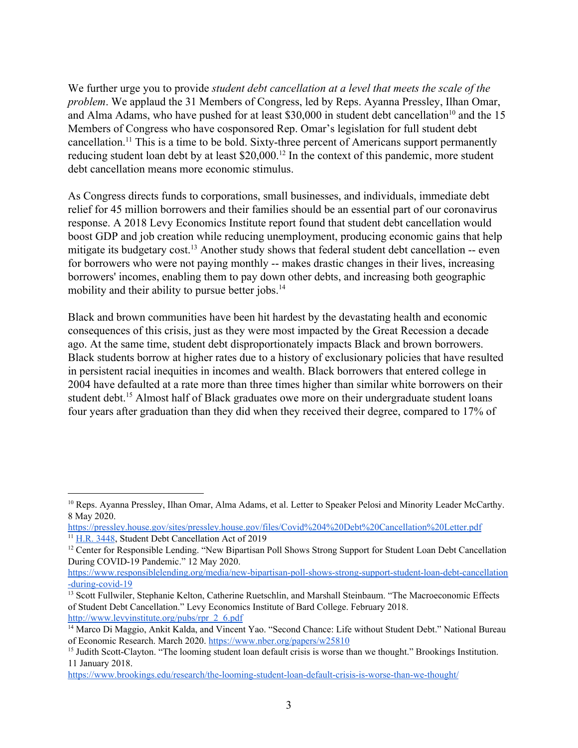We further urge you to provide *student debt cancellation at a level that meets the scale of the problem*. We applaud the 31 Members of Congress, led by Reps. Ayanna Pressley, Ilhan Omar, and Alma Adams, who have pushed for at least $30,000 in student debt cancellation[10] and the 15 Members of Congress who have cosponsored Rep. Omar's legislation for full student debt cancellation.[11] This is a time to be bold. Sixty-three percent of Americans support permanently reducing student loan debt by at least $20,000.[12] In the context of this pandemic, more student debt cancellation means more economic stimulus.

As Congress directs funds to corporations, small businesses, and individuals, immediate debt relief for 45 million borrowers and their families should be an essential part of our coronavirus response. A 2018 Levy Economics Institute report found that student debt cancellation would boost GDP and job creation while reducing unemployment, producing economic gains that help mitigate its budgetary cost.[13] Another study shows that federal student debt cancellation -- even for borrowers who were not paying monthly -- makes drastic changes in their lives, increasing borrowers' incomes, enabling them to pay down other debts, and increasing both geographic mobility and their ability to pursue better jobs.[14]

Black and brown communities have been hit hardest by the devastating health and economic consequences of this crisis, just as they were most impacted by the Great Recession a decade ago. At the same time, student debt disproportionately impacts Black and brown borrowers. Black students borrow at higher rates due to a history of exclusionary policies that have resulted in persistent racial inequities in incomes and wealth. Black borrowers that entered college in 2004 have defaulted at a rate more than three times higher than similar white borrowers on their student debt.[15] Almost half of Black graduates owe more on their undergraduate student loans four years after graduation than they did when they received their degree, compared to 17% of

---

[10] Reps. Ayanna Pressley, Ilhan Omar, Alma Adams, et al. Letter to Speaker Pelosi and Minority Leader McCarthy. 8 May 2020. https://pressley.house.gov/sites/pressley.house.gov/files/Covid%204%20Debt%20Cancellation%20Letter.pdf

[11] H.R. 3448, Student Debt Cancellation Act of 2019

[12] Center for Responsible Lending. "New Bipartisan Poll Shows Strong Support for Student Loan Debt Cancellation During COVID-19 Pandemic." 12 May 2020. https://www.responsiblelending.org/media/new-bipartisan-poll-shows-strong-support-student-loan-debt-cancellation-during-covid-19

[13] Scott Fullwiler, Stephanie Kelton, Catherine Ruetschlin, and Marshall Steinbaum. "The Macroeconomic Effects of Student Debt Cancellation." Levy Economics Institute of Bard College. February 2018. http://www.levyinstitute.org/pubs/rpr_2_6.pdf

[14] Marco Di Maggio, Ankit Kalda, and Vincent Yao. "Second Chance: Life without Student Debt." National Bureau of Economic Research. March 2020. https://www.nber.org/papers/w25810

[15] Judith Scott-Clayton. "The looming student loan default crisis is worse than we thought." Brookings Institution. 11 January 2018. https://www.brookings.edu/research/the-looming-student-loan-default-crisis-is-worse-than-we-thought/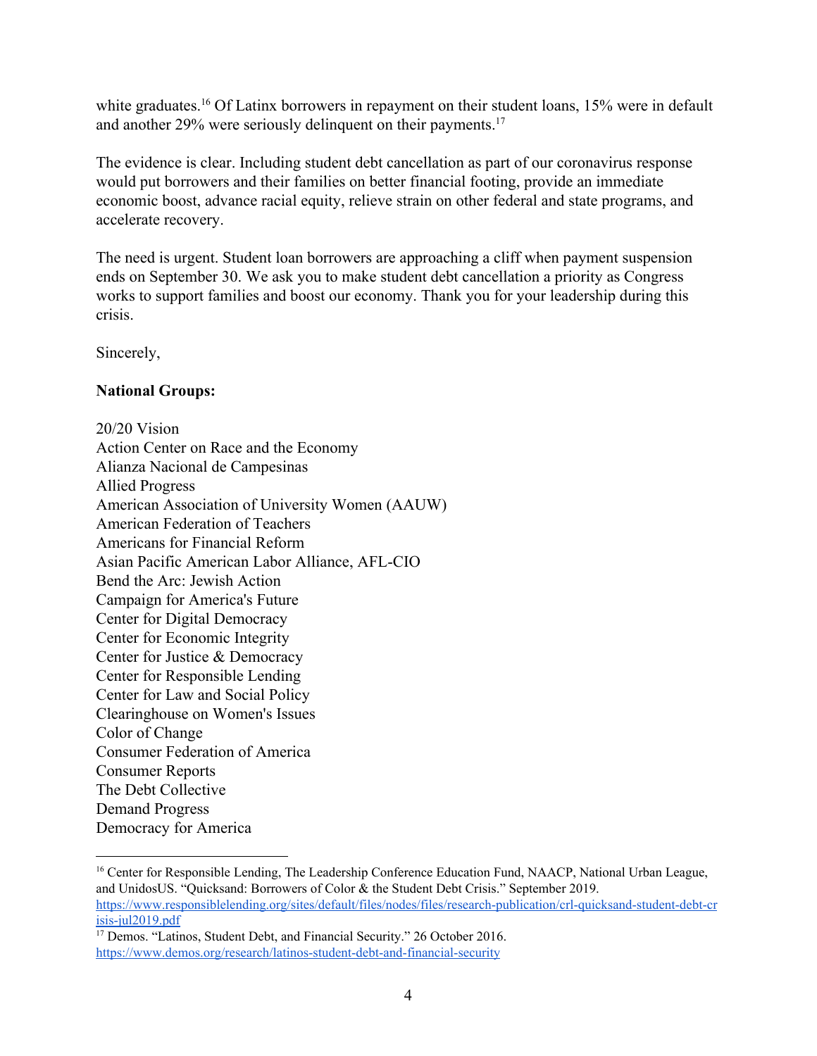white graduates.[16] Of Latinx borrowers in repayment on their student loans, 15% were in default and another 29% were seriously delinquent on their payments.[17]

The evidence is clear. Including student debt cancellation as part of our coronavirus response would put borrowers and their families on better financial footing, provide an immediate economic boost, advance racial equity, relieve strain on other federal and state programs, and accelerate recovery.

The need is urgent. Student loan borrowers are approaching a cliff when payment suspension ends on September 30. We ask you to make student debt cancellation a priority as Congress works to support families and boost our economy. Thank you for your leadership during this crisis.

Sincerely,

**National Groups:**

20/20 Vision
Action Center on Race and the Economy
Alianza Nacional de Campesinas
Allied Progress
American Association of University Women (AAUW)
American Federation of Teachers
Americans for Financial Reform
Asian Pacific American Labor Alliance, AFL-CIO
Bend the Arc: Jewish Action
Campaign for America's Future
Center for Digital Democracy
Center for Economic Integrity
Center for Justice & Democracy
Center for Responsible Lending
Center for Law and Social Policy
Clearinghouse on Women's Issues
Color of Change
Consumer Federation of America
Consumer Reports
The Debt Collective
Demand Progress
Democracy for America

---

[16] Center for Responsible Lending, The Leadership Conference Education Fund, NAACP, National Urban League, and UnidosUS. "Quicksand: Borrowers of Color & the Student Debt Crisis." September 2019. https://www.responsiblelending.org/sites/default/files/nodes/files/research-publication/crl-quicksand-student-debt-crisis-jul2019.pdf

[17] Demos. "Latinos, Student Debt, and Financial Security." 26 October 2016. https://www.demos.org/research/latinos-student-debt-and-financial-security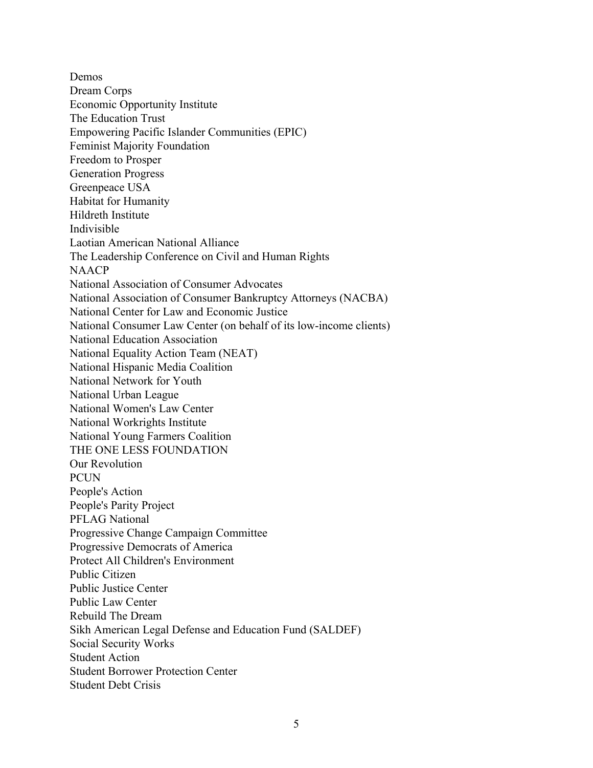Demos
Dream Corps
Economic Opportunity Institute
The Education Trust
Empowering Pacific Islander Communities (EPIC)
Feminist Majority Foundation
Freedom to Prosper
Generation Progress
Greenpeace USA
Habitat for Humanity
Hildreth Institute
Indivisible
Laotian American National Alliance
The Leadership Conference on Civil and Human Rights
NAACP
National Association of Consumer Advocates
National Association of Consumer Bankruptcy Attorneys (NACBA)
National Center for Law and Economic Justice
National Consumer Law Center (on behalf of its low-income clients)
National Education Association
National Equality Action Team (NEAT)
National Hispanic Media Coalition
National Network for Youth
National Urban League
National Women's Law Center
National Workrights Institute
National Young Farmers Coalition
THE ONE LESS FOUNDATION
Our Revolution
PCUN
People's Action
People's Parity Project
PFLAG National
Progressive Change Campaign Committee
Progressive Democrats of America
Protect All Children's Environment
Public Citizen
Public Justice Center
Public Law Center
Rebuild The Dream
Sikh American Legal Defense and Education Fund (SALDEF)
Social Security Works
Student Action
Student Borrower Protection Center
Student Debt Crisis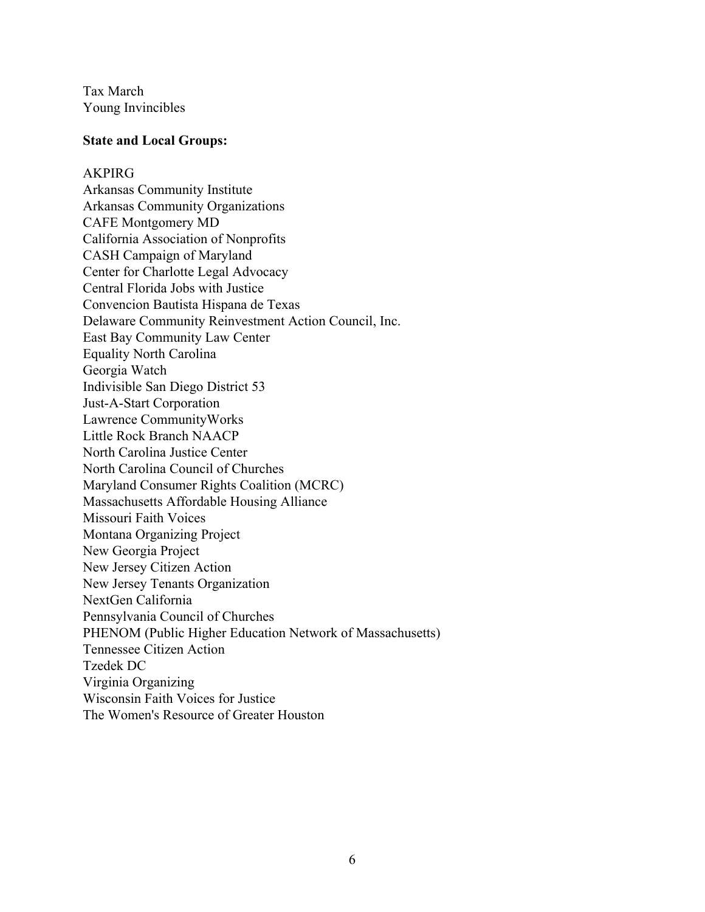Tax March
Young Invincibles

**State and Local Groups:**

AKPIRG
Arkansas Community Institute
Arkansas Community Organizations
CAFE Montgomery MD
California Association of Nonprofits
CASH Campaign of Maryland
Center for Charlotte Legal Advocacy
Central Florida Jobs with Justice
Convencion Bautista Hispana de Texas
Delaware Community Reinvestment Action Council, Inc.
East Bay Community Law Center
Equality North Carolina
Georgia Watch
Indivisible San Diego District 53
Just-A-Start Corporation
Lawrence CommunityWorks
Little Rock Branch NAACP
North Carolina Justice Center
North Carolina Council of Churches
Maryland Consumer Rights Coalition (MCRC)
Massachusetts Affordable Housing Alliance
Missouri Faith Voices
Montana Organizing Project
New Georgia Project
New Jersey Citizen Action
New Jersey Tenants Organization
NextGen California
Pennsylvania Council of Churches
PHENOM (Public Higher Education Network of Massachusetts)
Tennessee Citizen Action
Tzedek DC
Virginia Organizing
Wisconsin Faith Voices for Justice
The Women's Resource of Greater Houston